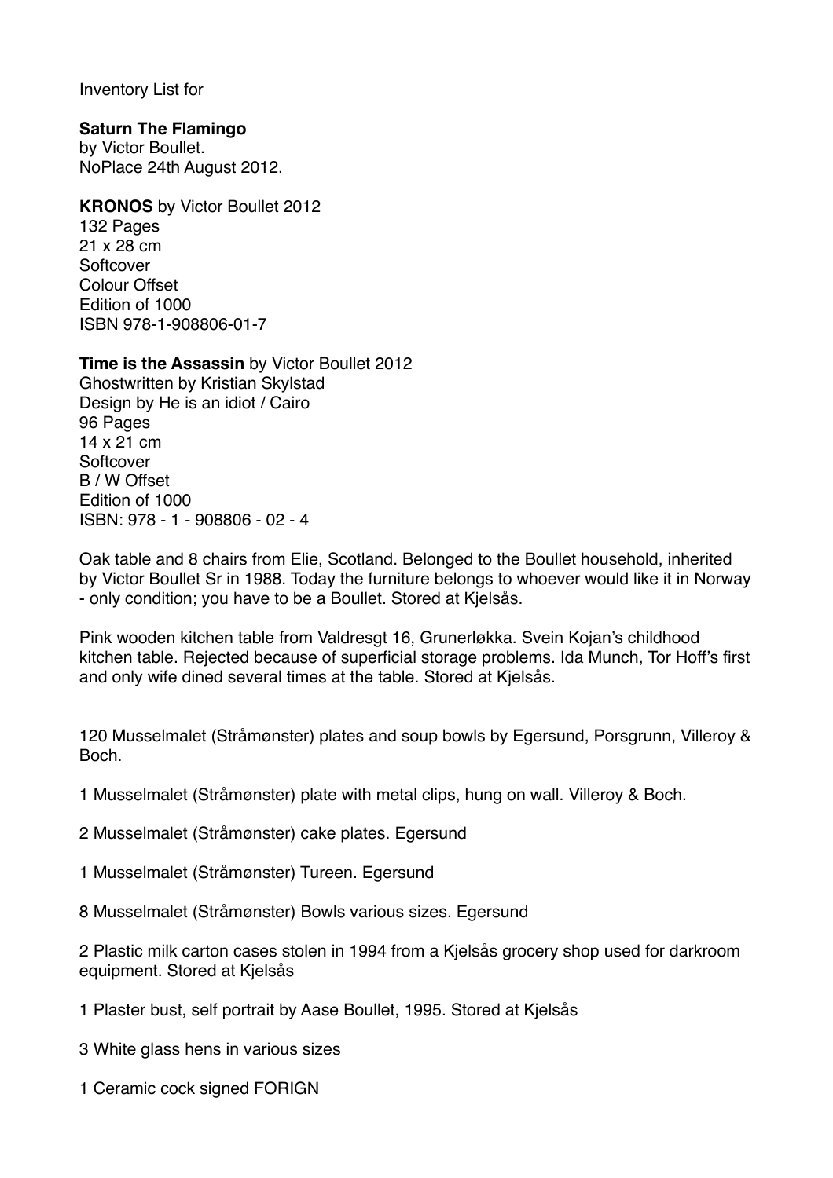Inventory List for

**Saturn The Flamingo**
by Victor Boullet.
NoPlace 24th August 2012.

**KRONOS** by Victor Boullet 2012
132 Pages
21 x 28 cm
Softcover
Colour Offset
Edition of 1000
ISBN 978-1-908806-01-7

**Time is the Assassin** by Victor Boullet 2012
Ghostwritten by Kristian Skylstad
Design by He is an idiot / Cairo
96 Pages
14 x 21 cm
Softcover
B / W Offset
Edition of 1000
ISBN: 978 - 1 - 908806 - 02 - 4

Oak table and 8 chairs from Elie, Scotland. Belonged to the Boullet household, inherited by Victor Boullet Sr in 1988. Today the furniture belongs to whoever would like it in Norway - only condition; you have to be a Boullet. Stored at Kjelsås.

Pink wooden kitchen table from Valdresgt 16, Grunerløkka. Svein Kojan's childhood kitchen table. Rejected because of superficial storage problems. Ida Munch, Tor Hoff's first and only wife dined several times at the table. Stored at Kjelsås.

120 Musselmalet (Stråmønster) plates and soup bowls by Egersund, Porsgrunn, Villeroy & Boch.

1 Musselmalet (Stråmønster) plate with metal clips, hung on wall. Villeroy & Boch.

2 Musselmalet (Stråmønster) cake plates. Egersund

1 Musselmalet (Stråmønster) Tureen. Egersund

8 Musselmalet (Stråmønster) Bowls various sizes. Egersund

2 Plastic milk carton cases stolen in 1994 from a Kjelsås grocery shop used for darkroom equipment. Stored at Kjelsås

1 Plaster bust, self portrait by Aase Boullet, 1995. Stored at Kjelsås

3 White glass hens in various sizes

1 Ceramic cock signed FORIGN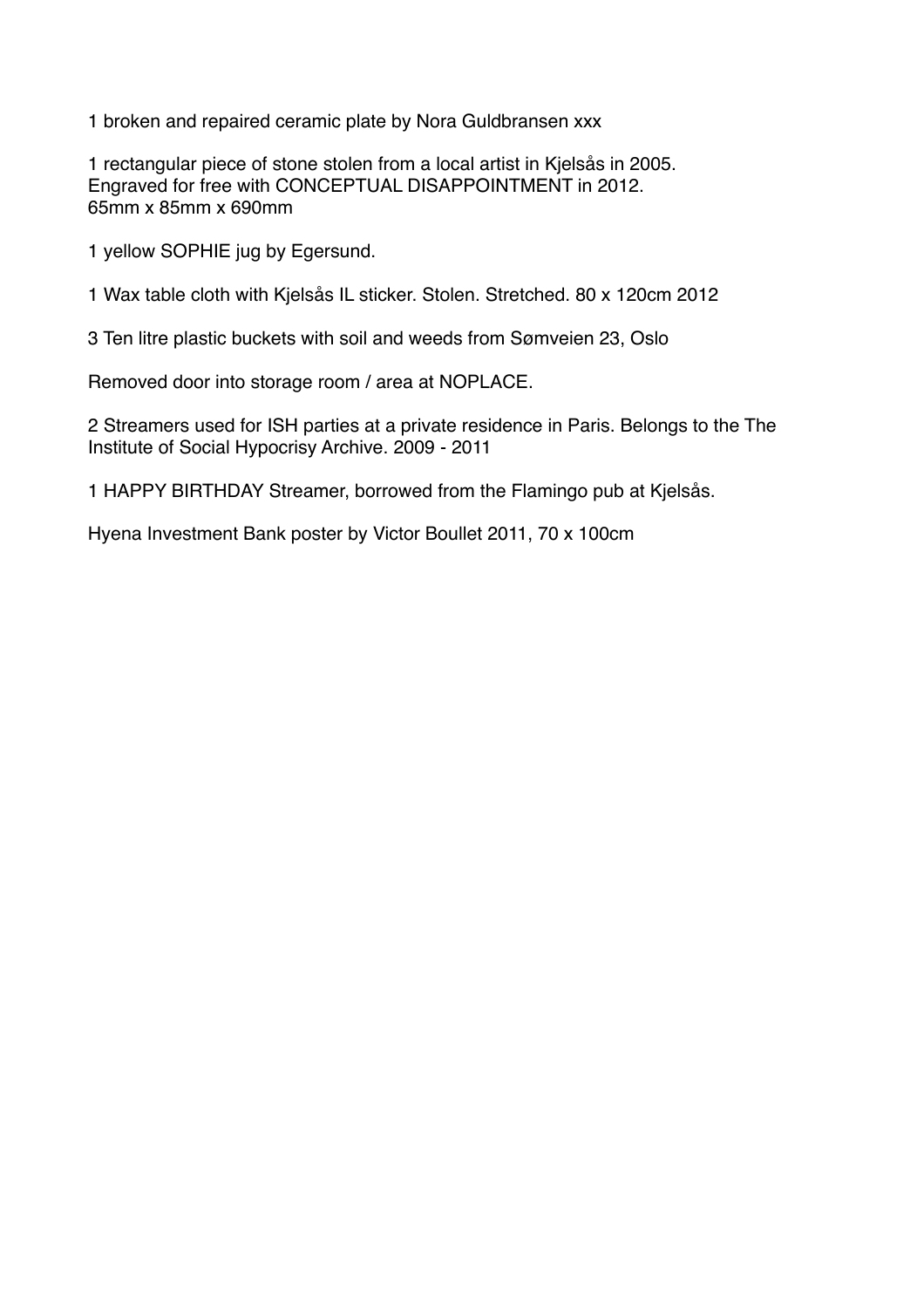1 broken and repaired ceramic plate by Nora Guldbransen xxx

1 rectangular piece of stone stolen from a local artist in Kjelsås in 2005.
Engraved for free with CONCEPTUAL DISAPPOINTMENT in 2012.
65mm x 85mm x 690mm

1 yellow SOPHIE jug by Egersund.

1 Wax table cloth with Kjelsås IL sticker. Stolen. Stretched. 80 x 120cm 2012

3 Ten litre plastic buckets with soil and weeds from Sømveien 23, Oslo

Removed door into storage room / area at NOPLACE.

2 Streamers used for ISH parties at a private residence in Paris. Belongs to the The Institute of Social Hypocrisy Archive. 2009 - 2011

1 HAPPY BIRTHDAY Streamer, borrowed from the Flamingo pub at Kjelsås.

Hyena Investment Bank poster by Victor Boullet 2011, 70 x 100cm